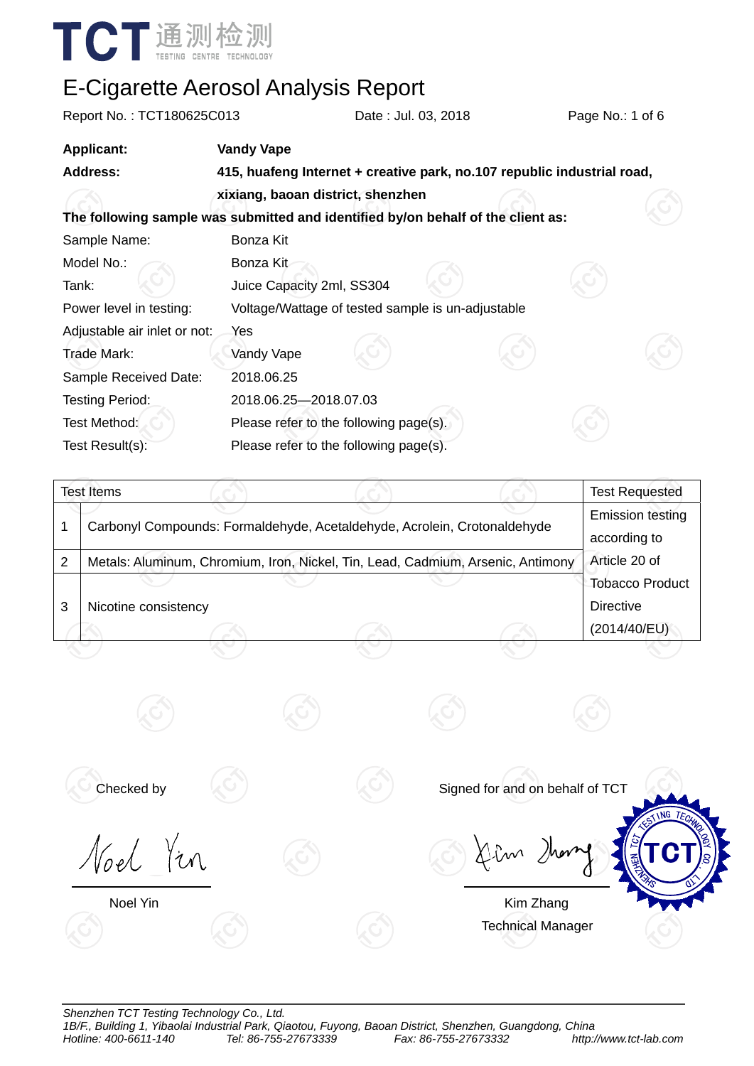TCT 通测检测 TESTING CENTRE TECHNOLOGY

# E-Cigarette Aerosol Analysis Report

Report No. : TCT180625C013 Date : Jul. 03, 2018 Page No.: 1 of 6

**Applicant:** **Vandy Vape**

**Address:** **415, huafeng Internet + creative park, no.107 republic industrial road, xixiang, baoan district, shenzhen**

**The following sample was submitted and identified by/on behalf of the client as:**

Sample Name: Bonza Kit

Model No.: Bonza Kit

Tank: Juice Capacity 2ml, SS304

Power level in testing: Voltage/Wattage of tested sample is un-adjustable

Adjustable air inlet or not: Yes

Trade Mark: Vandy Vape

Sample Received Date: 2018.06.25

Testing Period: 2018.06.25—2018.07.03

Test Method: Please refer to the following page(s).

Test Result(s): Please refer to the following page(s).

| Test Items | | Test Requested |
|---|---|---|
| 1 | Carbonyl Compounds: Formaldehyde, Acetaldehyde, Acrolein, Crotonaldehyde | Emission testing according to Article 20 of Tobacco Product Directive (2014/40/EU) |
| 2 | Metals: Aluminum, Chromium, Iron, Nickel, Tin, Lead, Cadmium, Arsenic, Antimony | |
| 3 | Nicotine consistency | |

Checked by

Noel Yin

Signed for and on behalf of TCT

Kim Zhang

Technical Manager

*Shenzhen TCT Testing Technology Co., Ltd.*
*1B/F., Building 1, Yibaolai Industrial Park, Qiaotou, Fuyong, Baoan District, Shenzhen, Guangdong, China*
*Hotline: 400-6611-140 Tel: 86-755-27673339 Fax: 86-755-27673332 http://www.tct-lab.com*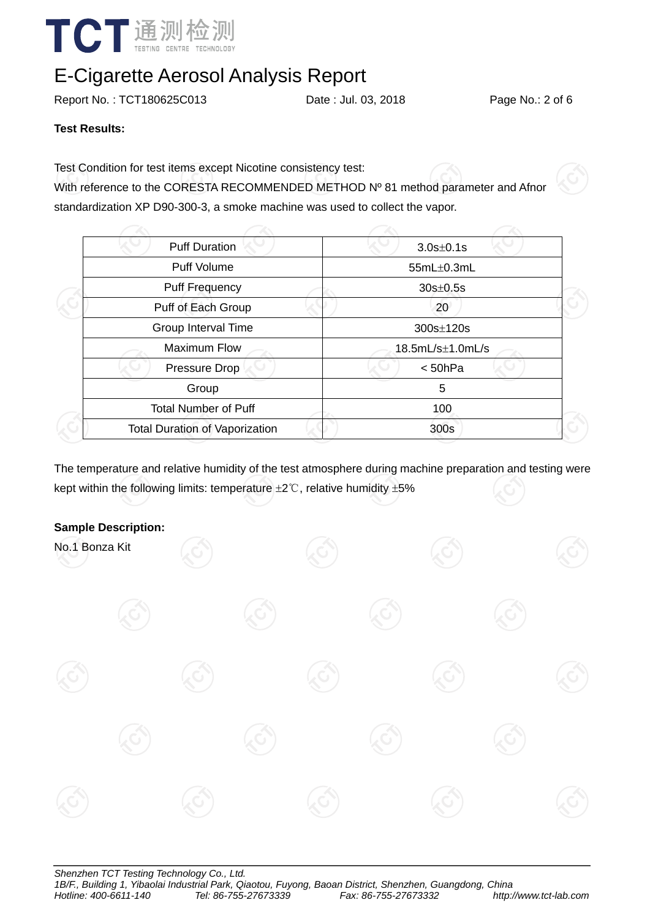# E-Cigarette Aerosol Analysis Report

Report No. : TCT180625C013 Date : Jul. 03, 2018

**Test Results:**

Test Condition for test items except Nicotine consistency test:
With reference to the CORESTA RECOMMENDED METHOD Nº 81 method parameter and Afnor standardization XP D90-300-3, a smoke machine was used to collect the vapor.

| Puff Duration | 3.0s±0.1s |
|---|---|
| Puff Volume | 55mL±0.3mL |
| Puff Frequency | 30s±0.5s |
| Puff of Each Group | 20 |
| Group Interval Time | 300s±120s |
| Maximum Flow | 18.5mL/s±1.0mL/s |
| Pressure Drop | < 50hPa |
| Group | 5 |
| Total Number of Puff | 100 |
| Total Duration of Vaporization | 300s |

The temperature and relative humidity of the test atmosphere during machine preparation and testing were kept within the following limits: temperature ±2℃, relative humidity ±5%

**Sample Description:**

No.1 Bonza Kit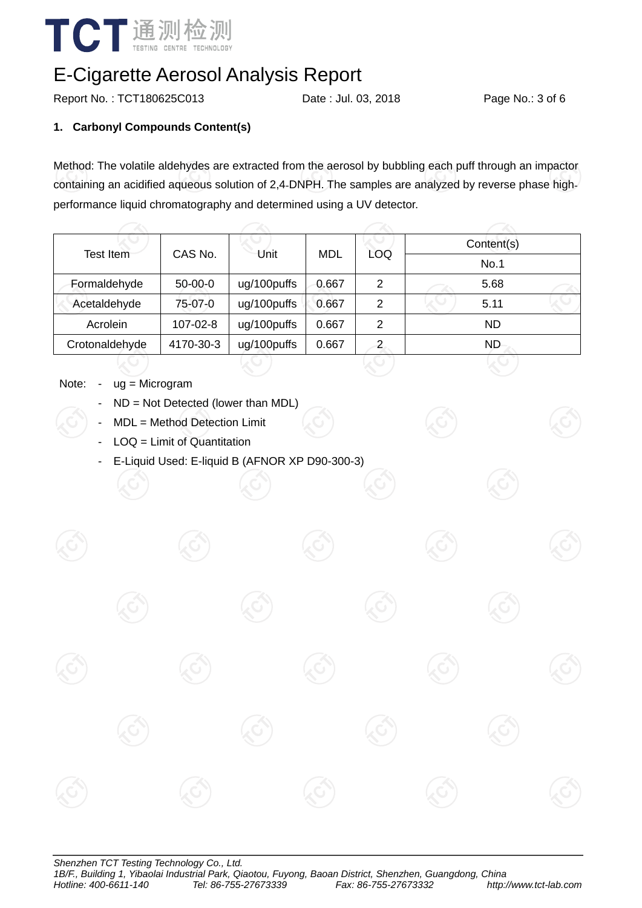# E-Cigarette Aerosol Analysis Report

Report No. : TCT180625C013　　　　Date : Jul. 03, 2018

## 1. Carbonyl Compounds Content(s)

Method: The volatile aldehydes are extracted from the aerosol by bubbling each puff through an impactor containing an acidified aqueous solution of 2,4-DNPH. The samples are analyzed by reverse phase high-performance liquid chromatography and determined using a UV detector.

| Test Item | CAS No. | Unit | MDL | LOQ | Content(s) |
|---|---|---|---|---|---|
| | | | | | No.1 |
| Formaldehyde | 50-00-0 | ug/100puffs | 0.667 | 2 | 5.68 |
| Acetaldehyde | 75-07-0 | ug/100puffs | 0.667 | 2 | 5.11 |
| Acrolein | 107-02-8 | ug/100puffs | 0.667 | 2 | ND |
| Crotonaldehyde | 4170-30-3 | ug/100puffs | 0.667 | 2 | ND |

Note:
- ug = Microgram
- ND = Not Detected (lower than MDL)
- MDL = Method Detection Limit
- LOQ = Limit of Quantitation
- E-Liquid Used: E-liquid B (AFNOR XP D90-300-3)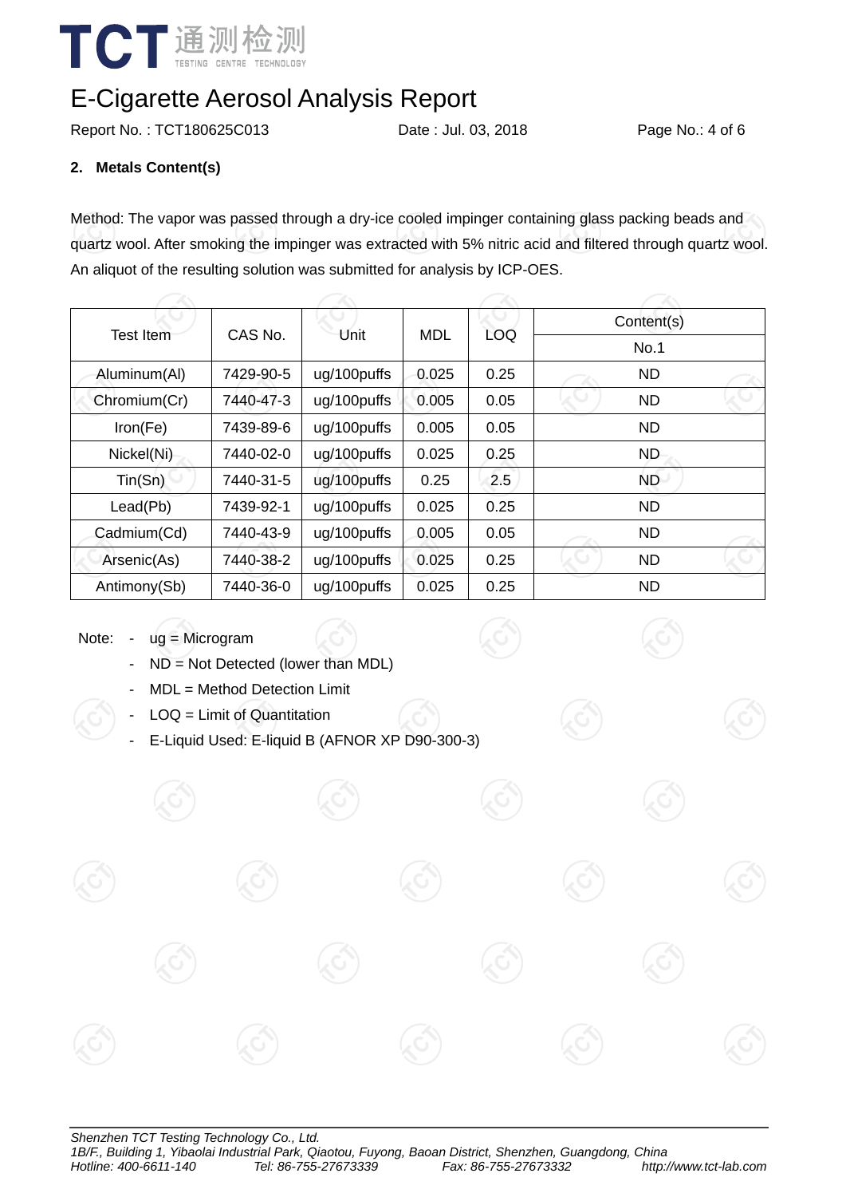## 2. Metals Content(s)

Method: The vapor was passed through a dry-ice cooled impinger containing glass packing beads and quartz wool. After smoking the impinger was extracted with 5% nitric acid and filtered through quartz wool. An aliquot of the resulting solution was submitted for analysis by ICP-OES.

| Test Item | CAS No. | Unit | MDL | LOQ | Content(s) |
|---|---|---|---|---|---|
| | | | | | No.1 |
| Aluminum(Al) | 7429-90-5 | ug/100puffs | 0.025 | 0.25 | ND |
| Chromium(Cr) | 7440-47-3 | ug/100puffs | 0.005 | 0.05 | ND |
| Iron(Fe) | 7439-89-6 | ug/100puffs | 0.005 | 0.05 | ND |
| Nickel(Ni) | 7440-02-0 | ug/100puffs | 0.025 | 0.25 | ND |
| Tin(Sn) | 7440-31-5 | ug/100puffs | 0.25 | 2.5 | ND |
| Lead(Pb) | 7439-92-1 | ug/100puffs | 0.025 | 0.25 | ND |
| Cadmium(Cd) | 7440-43-9 | ug/100puffs | 0.005 | 0.05 | ND |
| Arsenic(As) | 7440-38-2 | ug/100puffs | 0.025 | 0.25 | ND |
| Antimony(Sb) | 7440-36-0 | ug/100puffs | 0.025 | 0.25 | ND |

Note:
- ug = Microgram
- ND = Not Detected (lower than MDL)
- MDL = Method Detection Limit
- LOQ = Limit of Quantitation
- E-Liquid Used: E-liquid B (AFNOR XP D90-300-3)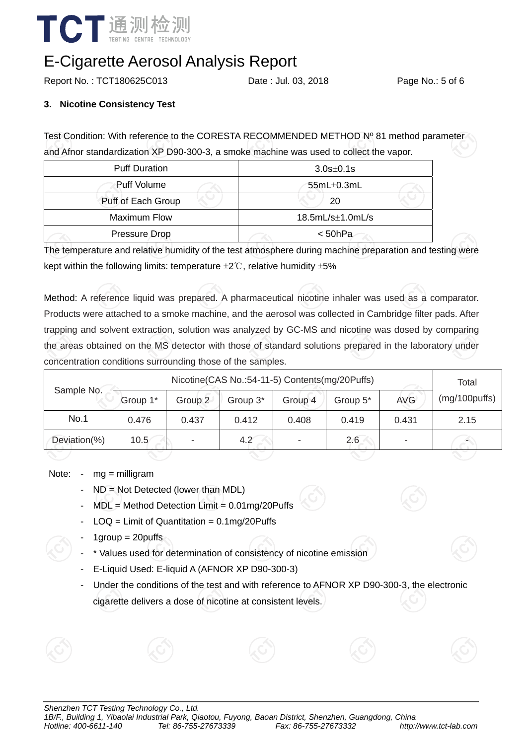# E-Cigarette Aerosol Analysis Report

Report No. : TCT180625C013 Date : Jul. 03, 2018

## 3. Nicotine Consistency Test

Test Condition: With reference to the CORESTA RECOMMENDED METHOD Nº 81 method parameter and Afnor standardization XP D90-300-3, a smoke machine was used to collect the vapor.

| Puff Duration | 3.0s±0.1s |
|---|---|
| Puff Volume | 55mL±0.3mL |
| Puff of Each Group | 20 |
| Maximum Flow | 18.5mL/s±1.0mL/s |
| Pressure Drop | < 50hPa |

The temperature and relative humidity of the test atmosphere during machine preparation and testing were kept within the following limits: temperature ±2℃, relative humidity ±5%

Method: A reference liquid was prepared. A pharmaceutical nicotine inhaler was used as a comparator. Products were attached to a smoke machine, and the aerosol was collected in Cambridge filter pads. After trapping and solvent extraction, solution was analyzed by GC-MS and nicotine was dosed by comparing the areas obtained on the MS detector with those of standard solutions prepared in the laboratory under concentration conditions surrounding those of the samples.

| Sample No. | Nicotine(CAS No.:54-11-5) Contents(mg/20Puffs) | | | | | | Total (mg/100puffs) |
|---|---|---|---|---|---|---|---|
| | Group 1* | Group 2 | Group 3* | Group 4 | Group 5* | AVG | |
| No.1 | 0.476 | 0.437 | 0.412 | 0.408 | 0.419 | 0.431 | 2.15 |
| Deviation(%) | 10.5 | - | 4.2 | - | 2.6 | - | - |

Note:
- mg = milligram
- ND = Not Detected (lower than MDL)
- MDL = Method Detection Limit = 0.01mg/20Puffs
- LOQ = Limit of Quantitation = 0.1mg/20Puffs
- 1group = 20puffs
- * Values used for determination of consistency of nicotine emission
- E-Liquid Used: E-liquid A (AFNOR XP D90-300-3)
- Under the conditions of the test and with reference to AFNOR XP D90-300-3, the electronic cigarette delivers a dose of nicotine at consistent levels.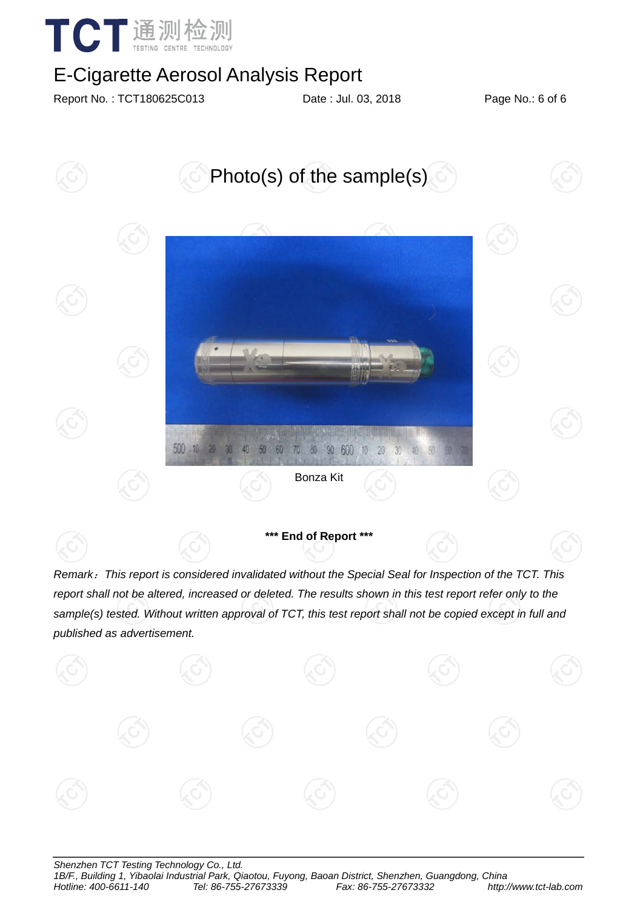# E-Cigarette Aerosol Analysis Report

Report No. : TCT180625C013 Date : Jul. 03, 2018

## Photo(s) of the sample(s)

Bonza Kit

**\*\*\* End of Report \*\*\***

*Remark：This report is considered invalidated without the Special Seal for Inspection of the TCT. This report shall not be altered, increased or deleted. The results shown in this test report refer only to the sample(s) tested. Without written approval of TCT, this test report shall not be copied except in full and published as advertisement.*